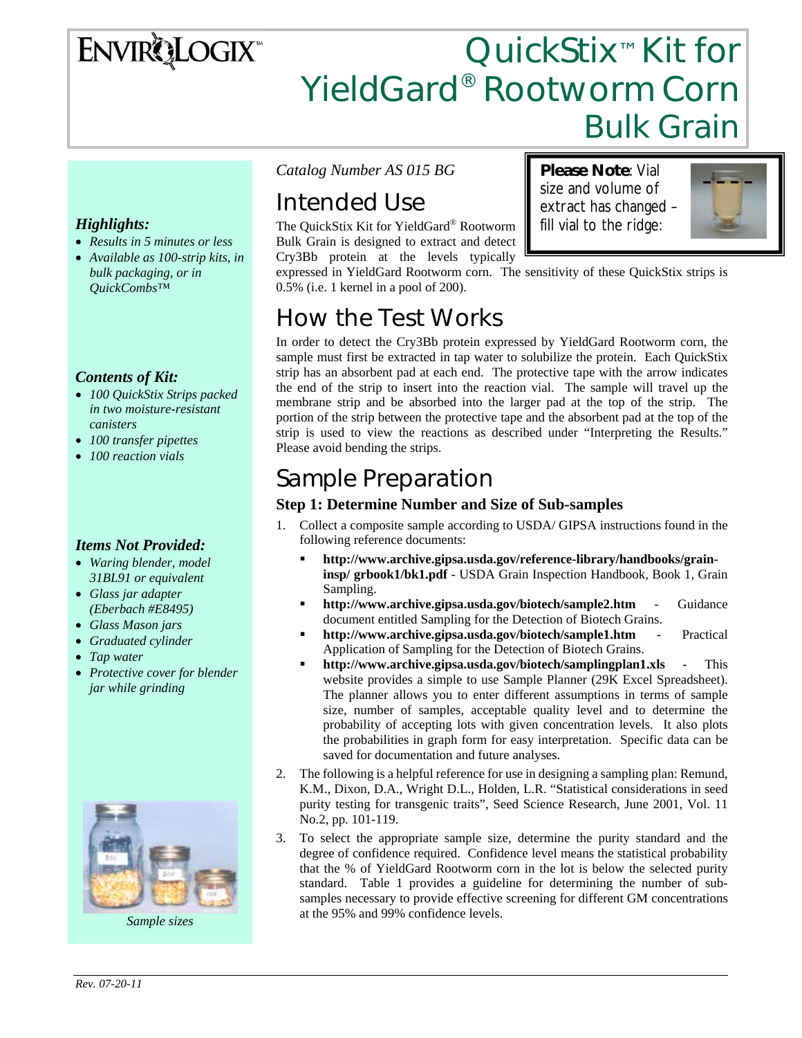# QuickStix™ Kit for YieldGard® Rootworm Corn Bulk Grain

*Highlights:*

- *Results in 5 minutes or less*
- *Available as 100-strip kits, in bulk packaging, or in QuickCombs™*

*Contents of Kit:*

- *100 QuickStix Strips packed in two moisture-resistant canisters*
- *100 transfer pipettes*
- *100 reaction vials*

*Items Not Provided:*

- *Waring blender, model 31BL91 or equivalent*
- *Glass jar adapter (Eberbach #E8495)*
- *Glass Mason jars*
- *Graduated cylinder*
- *Tap water*
- *Protective cover for blender jar while grinding*

*Sample sizes*

*Catalog Number AS 015 BG*

**Please Note**: Vial size and volume of extract has changed – fill vial to the ridge:

## Intended Use

The QuickStix Kit for YieldGard® Rootworm Bulk Grain is designed to extract and detect Cry3Bb protein at the levels typically expressed in YieldGard Rootworm corn. The sensitivity of these QuickStix strips is 0.5% (i.e. 1 kernel in a pool of 200).

## How the Test Works

In order to detect the Cry3Bb protein expressed by YieldGard Rootworm corn, the sample must first be extracted in tap water to solubilize the protein. Each QuickStix strip has an absorbent pad at each end. The protective tape with the arrow indicates the end of the strip to insert into the reaction vial. The sample will travel up the membrane strip and be absorbed into the larger pad at the top of the strip. The portion of the strip between the protective tape and the absorbent pad at the top of the strip is used to view the reactions as described under "Interpreting the Results." Please avoid bending the strips.

## Sample Preparation

### Step 1: Determine Number and Size of Sub-samples

1. Collect a composite sample according to USDA/ GIPSA instructions found in the following reference documents:
   - **http://www.archive.gipsa.usda.gov/reference-library/handbooks/grain-insp/ grbook1/bk1.pdf** - USDA Grain Inspection Handbook, Book 1, Grain Sampling.
   - **http://www.archive.gipsa.usda.gov/biotech/sample2.htm** - Guidance document entitled Sampling for the Detection of Biotech Grains.
   - **http://www.archive.gipsa.usda.gov/biotech/sample1.htm** - Practical Application of Sampling for the Detection of Biotech Grains.
   - **http://www.archive.gipsa.usda.gov/biotech/samplingplan1.xls** - This website provides a simple to use Sample Planner (29K Excel Spreadsheet). The planner allows you to enter different assumptions in terms of sample size, number of samples, acceptable quality level and to determine the probability of accepting lots with given concentration levels. It also plots the probabilities in graph form for easy interpretation. Specific data can be saved for documentation and future analyses.
2. The following is a helpful reference for use in designing a sampling plan: Remund, K.M., Dixon, D.A., Wright D.L., Holden, L.R. "Statistical considerations in seed purity testing for transgenic traits", Seed Science Research, June 2001, Vol. 11 No.2, pp. 101-119.
3. To select the appropriate sample size, determine the purity standard and the degree of confidence required. Confidence level means the statistical probability that the % of YieldGard Rootworm corn in the lot is below the selected purity standard. Table 1 provides a guideline for determining the number of sub-samples necessary to provide effective screening for different GM concentrations at the 95% and 99% confidence levels.

*Rev. 07-20-11*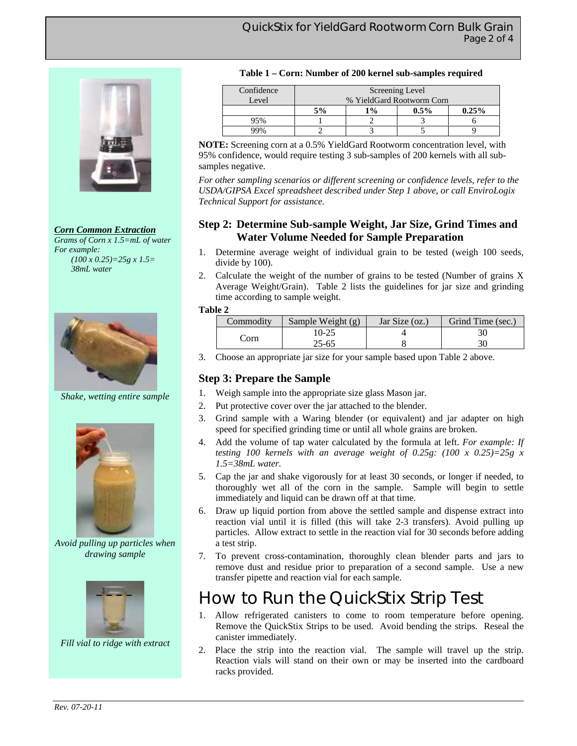**Table 1 – Corn: Number of 200 kernel sub-samples required**

| Confidence Level | Screening Level % YieldGard Rootworm Corn | | | |
|---|---|---|---|---|
| | **5%** | **1%** | **0.5%** | **0.25%** |
| 95% | 1 | 2 | 3 | 6 |
| 99% | 2 | 3 | 5 | 9 |

**NOTE:** Screening corn at a 0.5% YieldGard Rootworm concentration level, with 95% confidence, would require testing 3 sub-samples of 200 kernels with all sub-samples negative.

*For other sampling scenarios or different screening or confidence levels, refer to the USDA/GIPSA Excel spreadsheet described under Step 1 above, or call EnviroLogix Technical Support for assistance.*

***Corn Common Extraction***

*Grams of Corn x 1.5=mL of water*
*For example:*
*(100 x 0.25)=25g x 1.5= 38mL water*

*Shake, wetting entire sample*

*Avoid pulling up particles when drawing sample*

*Fill vial to ridge with extract*

### Step 2: Determine Sub-sample Weight, Jar Size, Grind Times and Water Volume Needed for Sample Preparation

1. Determine average weight of individual grain to be tested (weigh 100 seeds, divide by 100).
2. Calculate the weight of the number of grains to be tested (Number of grains X Average Weight/Grain). Table 2 lists the guidelines for jar size and grinding time according to sample weight.

**Table 2**

| Commodity | Sample Weight (g) | Jar Size (oz.) | Grind Time (sec.) |
|---|---|---|---|
| Corn | 10-25 | 4 | 30 |
| | 25-65 | 8 | 30 |

3. Choose an appropriate jar size for your sample based upon Table 2 above.

### Step 3: Prepare the Sample

1. Weigh sample into the appropriate size glass Mason jar.
2. Put protective cover over the jar attached to the blender.
3. Grind sample with a Waring blender (or equivalent) and jar adapter on high speed for specified grinding time or until all whole grains are broken.
4. Add the volume of tap water calculated by the formula at left. *For example: If testing 100 kernels with an average weight of 0.25g: (100 x 0.25)=25g x 1.5=38mL water.*
5. Cap the jar and shake vigorously for at least 30 seconds, or longer if needed, to thoroughly wet all of the corn in the sample. Sample will begin to settle immediately and liquid can be drawn off at that time.
6. Draw up liquid portion from above the settled sample and dispense extract into reaction vial until it is filled (this will take 2-3 transfers). Avoid pulling up particles. Allow extract to settle in the reaction vial for 30 seconds before adding a test strip.
7. To prevent cross-contamination, thoroughly clean blender parts and jars to remove dust and residue prior to preparation of a second sample. Use a new transfer pipette and reaction vial for each sample.

# How to Run the QuickStix Strip Test

1. Allow refrigerated canisters to come to room temperature before opening. Remove the QuickStix Strips to be used. Avoid bending the strips. Reseal the canister immediately.
2. Place the strip into the reaction vial. The sample will travel up the strip. Reaction vials will stand on their own or may be inserted into the cardboard racks provided.

*Rev. 07-20-11*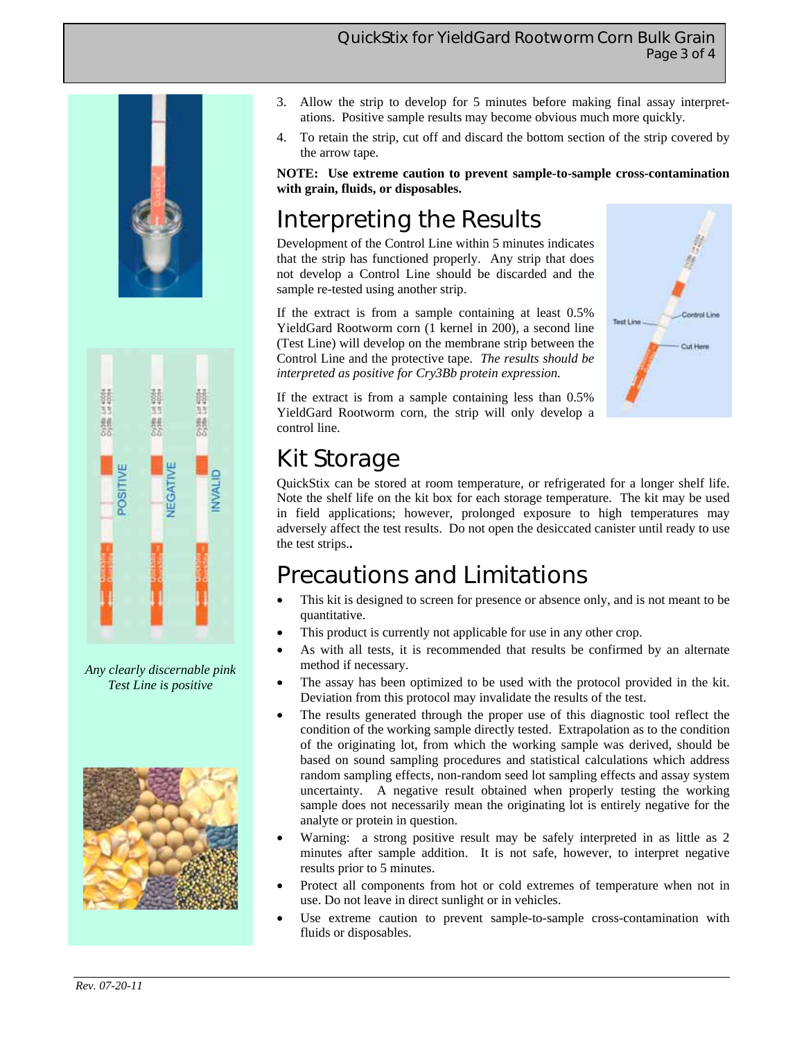3. Allow the strip to develop for 5 minutes before making final assay interpretations. Positive sample results may become obvious much more quickly.
4. To retain the strip, cut off and discard the bottom section of the strip covered by the arrow tape.

**NOTE: Use extreme caution to prevent sample-to-sample cross-contamination with grain, fluids, or disposables.**

*Any clearly discernable pink Test Line is positive*

# Interpreting the Results

Development of the Control Line within 5 minutes indicates that the strip has functioned properly. Any strip that does not develop a Control Line should be discarded and the sample re-tested using another strip.

If the extract is from a sample containing at least 0.5% YieldGard Rootworm corn (1 kernel in 200), a second line (Test Line) will develop on the membrane strip between the Control Line and the protective tape. *The results should be interpreted as positive for Cry3Bb protein expression.*

If the extract is from a sample containing less than 0.5% YieldGard Rootworm corn, the strip will only develop a control line.

# Kit Storage

QuickStix can be stored at room temperature, or refrigerated for a longer shelf life. Note the shelf life on the kit box for each storage temperature. The kit may be used in field applications; however, prolonged exposure to high temperatures may adversely affect the test results. Do not open the desiccated canister until ready to use the test strips..

# Precautions and Limitations

- This kit is designed to screen for presence or absence only, and is not meant to be quantitative.
- This product is currently not applicable for use in any other crop.
- As with all tests, it is recommended that results be confirmed by an alternate method if necessary.
- The assay has been optimized to be used with the protocol provided in the kit. Deviation from this protocol may invalidate the results of the test.
- The results generated through the proper use of this diagnostic tool reflect the condition of the working sample directly tested. Extrapolation as to the condition of the originating lot, from which the working sample was derived, should be based on sound sampling procedures and statistical calculations which address random sampling effects, non-random seed lot sampling effects and assay system uncertainty. A negative result obtained when properly testing the working sample does not necessarily mean the originating lot is entirely negative for the analyte or protein in question.
- Warning: a strong positive result may be safely interpreted in as little as 2 minutes after sample addition. It is not safe, however, to interpret negative results prior to 5 minutes.
- Protect all components from hot or cold extremes of temperature when not in use. Do not leave in direct sunlight or in vehicles.
- Use extreme caution to prevent sample-to-sample cross-contamination with fluids or disposables.

*Rev. 07-20-11*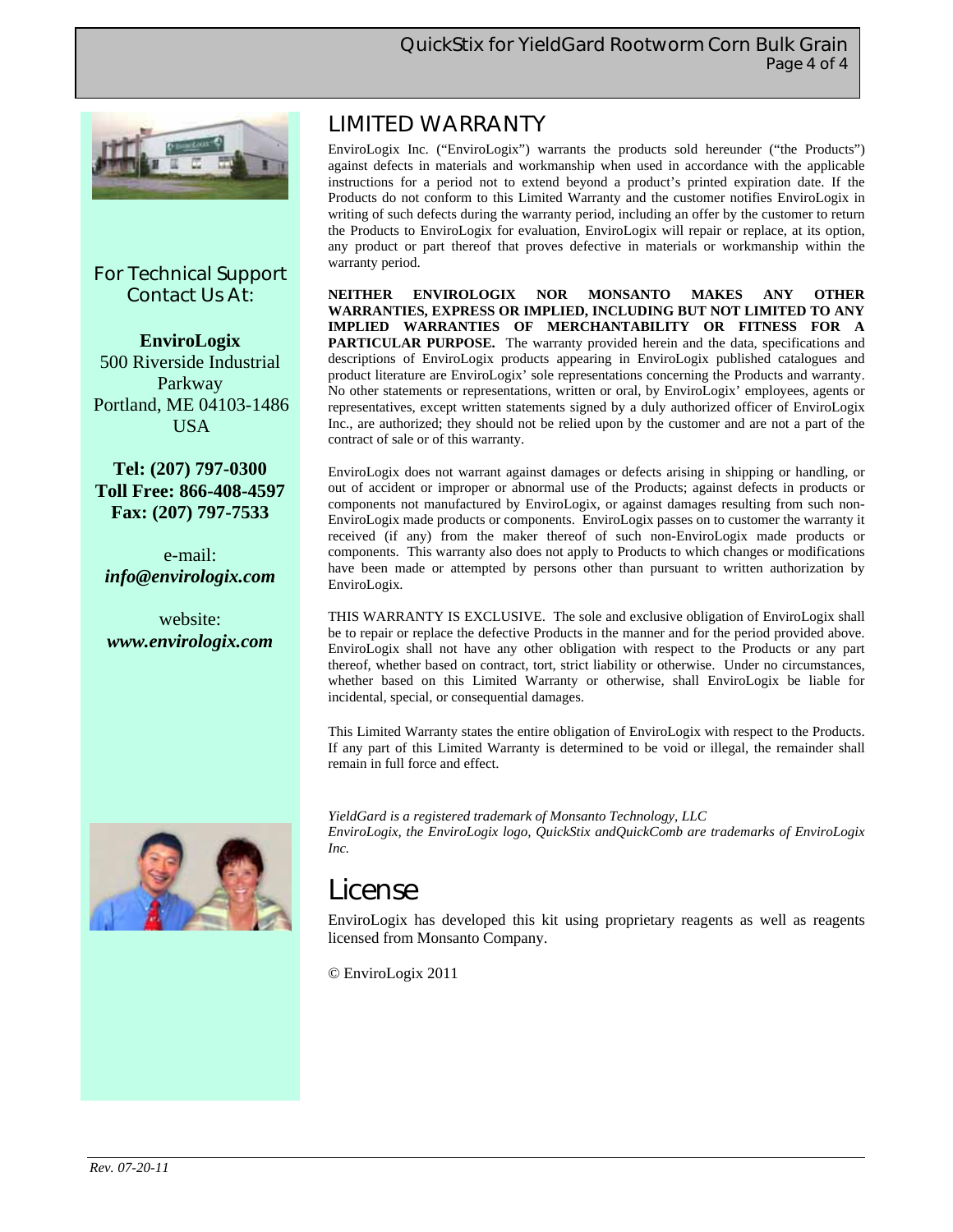For Technical Support Contact Us At:

**EnviroLogix**
500 Riverside Industrial Parkway
Portland, ME 04103-1486
USA

**Tel: (207) 797-0300**
**Toll Free: 866-408-4597**
**Fax: (207) 797-7533**

e-mail:
***info@envirologix.com***

website:
***www.envirologix.com***

## LIMITED WARRANTY

EnviroLogix Inc. ("EnviroLogix") warrants the products sold hereunder ("the Products") against defects in materials and workmanship when used in accordance with the applicable instructions for a period not to extend beyond a product's printed expiration date. If the Products do not conform to this Limited Warranty and the customer notifies EnviroLogix in writing of such defects during the warranty period, including an offer by the customer to return the Products to EnviroLogix for evaluation, EnviroLogix will repair or replace, at its option, any product or part thereof that proves defective in materials or workmanship within the warranty period.

**NEITHER ENVIROLOGIX NOR MONSANTO MAKES ANY OTHER WARRANTIES, EXPRESS OR IMPLIED, INCLUDING BUT NOT LIMITED TO ANY IMPLIED WARRANTIES OF MERCHANTABILITY OR FITNESS FOR A PARTICULAR PURPOSE.** The warranty provided herein and the data, specifications and descriptions of EnviroLogix products appearing in EnviroLogix published catalogues and product literature are EnviroLogix' sole representations concerning the Products and warranty. No other statements or representations, written or oral, by EnviroLogix' employees, agents or representatives, except written statements signed by a duly authorized officer of EnviroLogix Inc., are authorized; they should not be relied upon by the customer and are not a part of the contract of sale or of this warranty.

EnviroLogix does not warrant against damages or defects arising in shipping or handling, or out of accident or improper or abnormal use of the Products; against defects in products or components not manufactured by EnviroLogix, or against damages resulting from such non-EnviroLogix made products or components. EnviroLogix passes on to customer the warranty it received (if any) from the maker thereof of such non-EnviroLogix made products or components. This warranty also does not apply to Products to which changes or modifications have been made or attempted by persons other than pursuant to written authorization by EnviroLogix.

THIS WARRANTY IS EXCLUSIVE. The sole and exclusive obligation of EnviroLogix shall be to repair or replace the defective Products in the manner and for the period provided above. EnviroLogix shall not have any other obligation with respect to the Products or any part thereof, whether based on contract, tort, strict liability or otherwise. Under no circumstances, whether based on this Limited Warranty or otherwise, shall EnviroLogix be liable for incidental, special, or consequential damages.

This Limited Warranty states the entire obligation of EnviroLogix with respect to the Products. If any part of this Limited Warranty is determined to be void or illegal, the remainder shall remain in full force and effect.

*YieldGard is a registered trademark of Monsanto Technology, LLC*
*EnviroLogix, the EnviroLogix logo, QuickStix andQuickComb are trademarks of EnviroLogix Inc.*

# License

EnviroLogix has developed this kit using proprietary reagents as well as reagents licensed from Monsanto Company.

© EnviroLogix 2011

*Rev. 07-20-11*